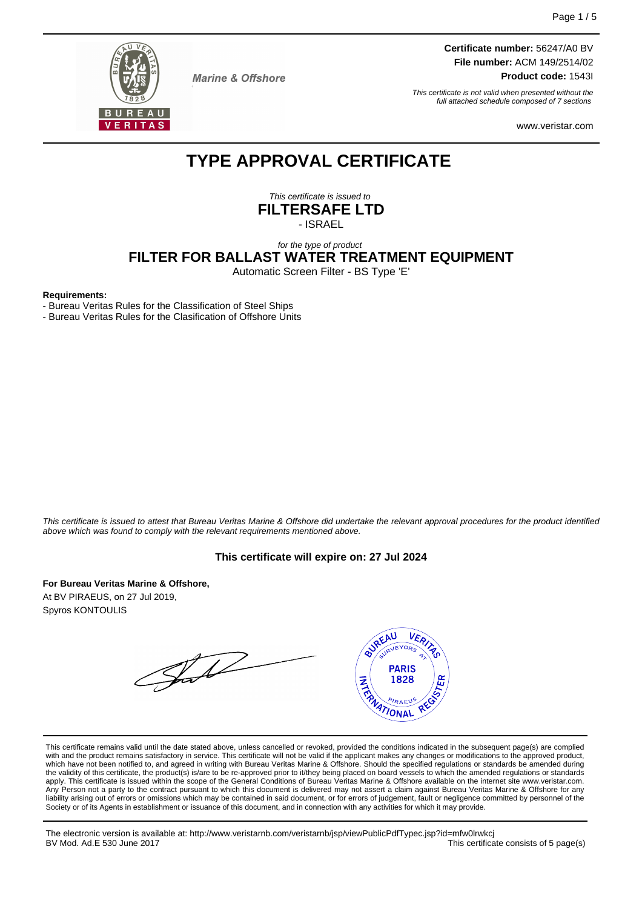Marine & Offshore

**Certificate number:** 56247/A0 BV
**File number:** ACM 149/2514/02
**Product code:** 1543I

*This certificate is not valid when presented without the full attached schedule composed of 7 sections*

www.veristar.com

# TYPE APPROVAL CERTIFICATE

*This certificate is issued to*

**FILTERSAFE LTD**

- ISRAEL

*for the type of product*

## FILTER FOR BALLAST WATER TREATMENT EQUIPMENT

Automatic Screen Filter - BS Type 'E'

**Requirements:**

- Bureau Veritas Rules for the Classification of Steel Ships
- Bureau Veritas Rules for the Clasification of Offshore Units

*This certificate is issued to attest that Bureau Veritas Marine & Offshore did undertake the relevant approval procedures for the product identified above which was found to comply with the relevant requirements mentioned above.*

**This certificate will expire on: 27 Jul 2024**

**For Bureau Veritas Marine & Offshore,**
At BV PIRAEUS, on 27 Jul 2019,
Spyros KONTOULIS

This certificate remains valid until the date stated above, unless cancelled or revoked, provided the conditions indicated in the subsequent page(s) are complied with and the product remains satisfactory in service. This certificate will not be valid if the applicant makes any changes or modifications to the approved product, which have not been notified to, and agreed in writing with Bureau Veritas Marine & Offshore. Should the specified regulations or standards be amended during the validity of this certificate, the product(s) is/are to be re-approved prior to it/they being placed on board vessels to which the amended regulations or standards apply. This certificate is issued within the scope of the General Conditions of Bureau Veritas Marine & Offshore available on the internet site www.veristar.com. Any Person not a party to the contract pursuant to which this document is delivered may not assert a claim against Bureau Veritas Marine & Offshore for any liability arising out of errors or omissions which may be contained in said document, or for errors of judgement, fault or negligence committed by personnel of the Society or of its Agents in establishment or issuance of this document, and in connection with any activities for which it may provide.

The electronic version is available at: http://www.veristarnb.com/veristarnb/jsp/viewPublicPdfTypec.jsp?id=mfw0lrwkcj
BV Mod. Ad.E 530 June 2017

This certificate consists of 5 page(s)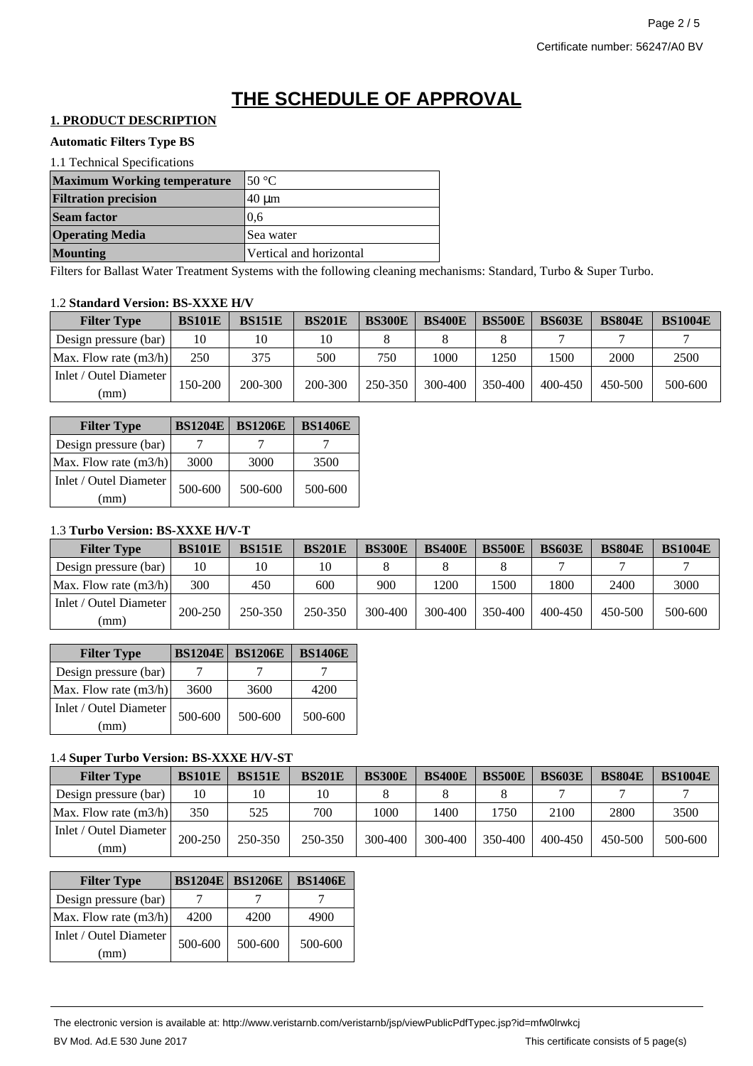Certificate number: 56247/A0 BV

# THE SCHEDULE OF APPROVAL

## 1. PRODUCT DESCRIPTION

**Automatic Filters Type BS**

1.1 Technical Specifications

| | |
|---|---|
| **Maximum Working temperature** | 50 °C |
| **Filtration precision** | 40 μm |
| **Seam factor** | 0,6 |
| **Operating Media** | Sea water |
| **Mounting** | Vertical and horizontal |

Filters for Ballast Water Treatment Systems with the following cleaning mechanisms: Standard, Turbo & Super Turbo.

1.2 **Standard Version: BS-XXXE H/V**

| Filter Type | BS101E | BS151E | BS201E | BS300E | BS400E | BS500E | BS603E | BS804E | BS1004E |
|---|---|---|---|---|---|---|---|---|---|
| Design pressure (bar) | 10 | 10 | 10 | 8 | 8 | 8 | 7 | 7 | 7 |
| Max. Flow rate (m3/h) | 250 | 375 | 500 | 750 | 1000 | 1250 | 1500 | 2000 | 2500 |
| Inlet / Outel Diameter (mm) | 150-200 | 200-300 | 200-300 | 250-350 | 300-400 | 350-400 | 400-450 | 450-500 | 500-600 |

| Filter Type | BS1204E | BS1206E | BS1406E |
|---|---|---|---|
| Design pressure (bar) | 7 | 7 | 7 |
| Max. Flow rate (m3/h) | 3000 | 3000 | 3500 |
| Inlet / Outel Diameter (mm) | 500-600 | 500-600 | 500-600 |

1.3 **Turbo Version: BS-XXXE H/V-T**

| Filter Type | BS101E | BS151E | BS201E | BS300E | BS400E | BS500E | BS603E | BS804E | BS1004E |
|---|---|---|---|---|---|---|---|---|---|
| Design pressure (bar) | 10 | 10 | 10 | 8 | 8 | 8 | 7 | 7 | 7 |
| Max. Flow rate (m3/h) | 300 | 450 | 600 | 900 | 1200 | 1500 | 1800 | 2400 | 3000 |
| Inlet / Outel Diameter (mm) | 200-250 | 250-350 | 250-350 | 300-400 | 300-400 | 350-400 | 400-450 | 450-500 | 500-600 |

| Filter Type | BS1204E | BS1206E | BS1406E |
|---|---|---|---|
| Design pressure (bar) | 7 | 7 | 7 |
| Max. Flow rate (m3/h) | 3600 | 3600 | 4200 |
| Inlet / Outel Diameter (mm) | 500-600 | 500-600 | 500-600 |

1.4 **Super Turbo Version: BS-XXXE H/V-ST**

| Filter Type | BS101E | BS151E | BS201E | BS300E | BS400E | BS500E | BS603E | BS804E | BS1004E |
|---|---|---|---|---|---|---|---|---|---|
| Design pressure (bar) | 10 | 10 | 10 | 8 | 8 | 8 | 7 | 7 | 7 |
| Max. Flow rate (m3/h) | 350 | 525 | 700 | 1000 | 1400 | 1750 | 2100 | 2800 | 3500 |
| Inlet / Outel Diameter (mm) | 200-250 | 250-350 | 250-350 | 300-400 | 300-400 | 350-400 | 400-450 | 450-500 | 500-600 |

| Filter Type | BS1204E | BS1206E | BS1406E |
|---|---|---|---|
| Design pressure (bar) | 7 | 7 | 7 |
| Max. Flow rate (m3/h) | 4200 | 4200 | 4900 |
| Inlet / Outel Diameter (mm) | 500-600 | 500-600 | 500-600 |

The electronic version is available at: http://www.veristarnb.com/veristarnb/jsp/viewPublicPdfTypec.jsp?id=mfw0lrwkcj

BV Mod. Ad.E 530 June 2017

This certificate consists of 5 page(s)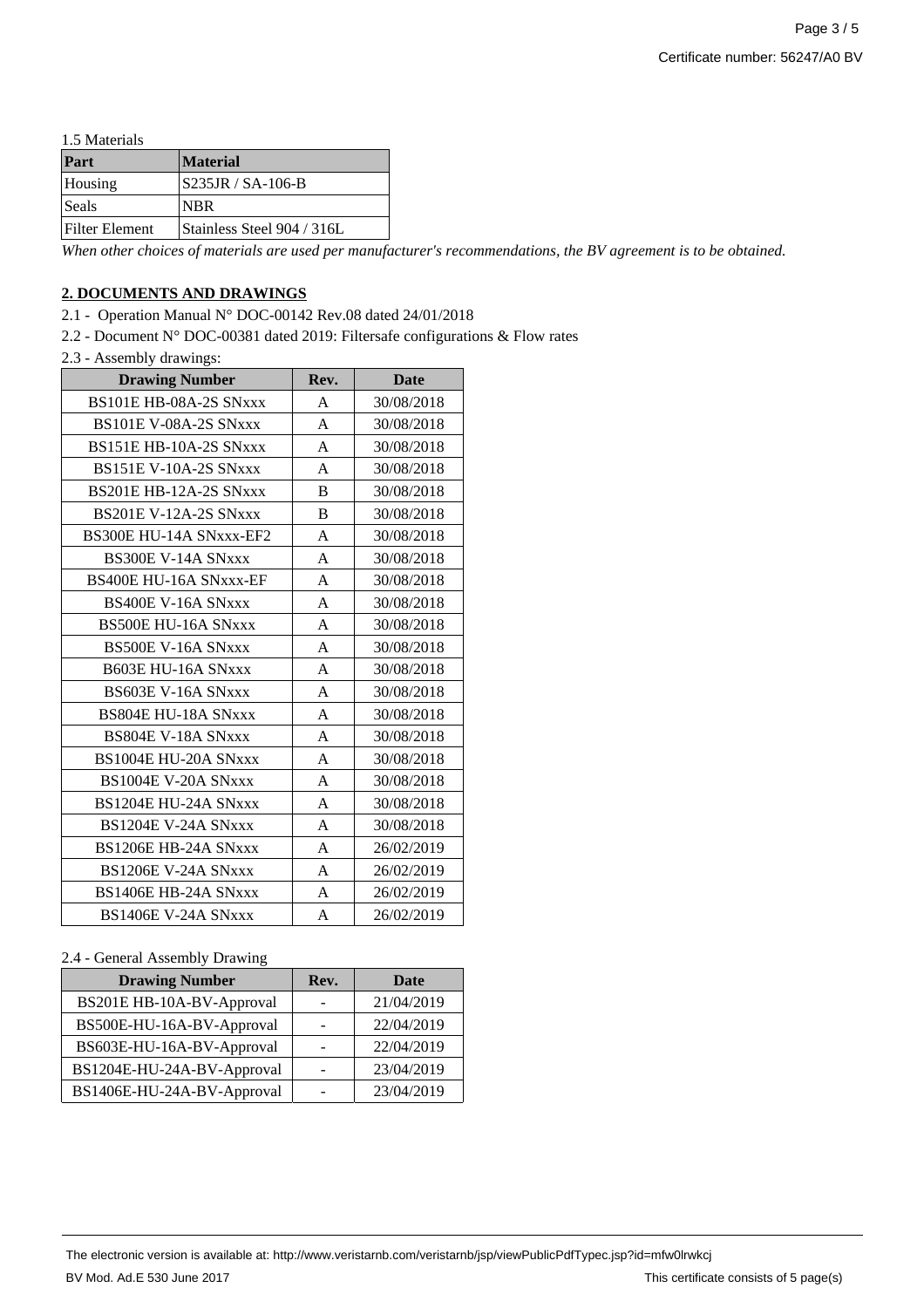1.5 Materials

| Part | Material |
| --- | --- |
| Housing | S235JR / SA-106-B |
| Seals | NBR |
| Filter Element | Stainless Steel 904 / 316L |

*When other choices of materials are used per manufacturer's recommendations, the BV agreement is to be obtained.*

## 2. DOCUMENTS AND DRAWINGS

2.1 - Operation Manual N° DOC-00142 Rev.08 dated 24/01/2018

2.2 - Document N° DOC-00381 dated 2019: Filtersafe configurations & Flow rates

2.3 - Assembly drawings:

| Drawing Number | Rev. | Date |
| --- | --- | --- |
| BS101E HB-08A-2S SNxxx | A | 30/08/2018 |
| BS101E V-08A-2S SNxxx | A | 30/08/2018 |
| BS151E HB-10A-2S SNxxx | A | 30/08/2018 |
| BS151E V-10A-2S SNxxx | A | 30/08/2018 |
| BS201E HB-12A-2S SNxxx | B | 30/08/2018 |
| BS201E V-12A-2S SNxxx | B | 30/08/2018 |
| BS300E HU-14A SNxxx-EF2 | A | 30/08/2018 |
| BS300E V-14A SNxxx | A | 30/08/2018 |
| BS400E HU-16A SNxxx-EF | A | 30/08/2018 |
| BS400E V-16A SNxxx | A | 30/08/2018 |
| BS500E HU-16A SNxxx | A | 30/08/2018 |
| BS500E V-16A SNxxx | A | 30/08/2018 |
| B603E HU-16A SNxxx | A | 30/08/2018 |
| BS603E V-16A SNxxx | A | 30/08/2018 |
| BS804E HU-18A SNxxx | A | 30/08/2018 |
| BS804E V-18A SNxxx | A | 30/08/2018 |
| BS1004E HU-20A SNxxx | A | 30/08/2018 |
| BS1004E V-20A SNxxx | A | 30/08/2018 |
| BS1204E HU-24A SNxxx | A | 30/08/2018 |
| BS1204E V-24A SNxxx | A | 30/08/2018 |
| BS1206E HB-24A SNxxx | A | 26/02/2019 |
| BS1206E V-24A SNxxx | A | 26/02/2019 |
| BS1406E HB-24A SNxxx | A | 26/02/2019 |
| BS1406E V-24A SNxxx | A | 26/02/2019 |

2.4 - General Assembly Drawing

| Drawing Number | Rev. | Date |
| --- | --- | --- |
| BS201E HB-10A-BV-Approval | - | 21/04/2019 |
| BS500E-HU-16A-BV-Approval | - | 22/04/2019 |
| BS603E-HU-16A-BV-Approval | - | 22/04/2019 |
| BS1204E-HU-24A-BV-Approval | - | 23/04/2019 |
| BS1406E-HU-24A-BV-Approval | - | 23/04/2019 |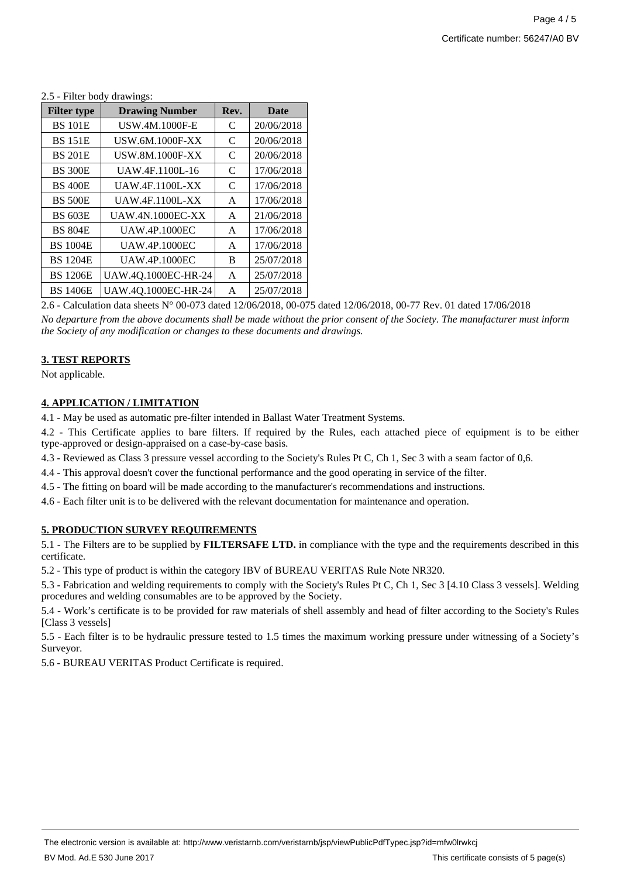2.5 - Filter body drawings:

| Filter type | Drawing Number | Rev. | Date |
| --- | --- | --- | --- |
| BS 101E | USW.4M.1000F-E | C | 20/06/2018 |
| BS 151E | USW.6M.1000F-XX | C | 20/06/2018 |
| BS 201E | USW.8M.1000F-XX | C | 20/06/2018 |
| BS 300E | UAW.4F.1100L-16 | C | 17/06/2018 |
| BS 400E | UAW.4F.1100L-XX | C | 17/06/2018 |
| BS 500E | UAW.4F.1100L-XX | A | 17/06/2018 |
| BS 603E | UAW.4N.1000EC-XX | A | 21/06/2018 |
| BS 804E | UAW.4P.1000EC | A | 17/06/2018 |
| BS 1004E | UAW.4P.1000EC | A | 17/06/2018 |
| BS 1204E | UAW.4P.1000EC | B | 25/07/2018 |
| BS 1206E | UAW.4Q.1000EC-HR-24 | A | 25/07/2018 |
| BS 1406E | UAW.4Q.1000EC-HR-24 | A | 25/07/2018 |

2.6 - Calculation data sheets N° 00-073 dated 12/06/2018, 00-075 dated 12/06/2018, 00-77 Rev. 01 dated 17/06/2018

*No departure from the above documents shall be made without the prior consent of the Society. The manufacturer must inform the Society of any modification or changes to these documents and drawings.*

## 3. TEST REPORTS

Not applicable.

## 4. APPLICATION / LIMITATION

4.1 - May be used as automatic pre-filter intended in Ballast Water Treatment Systems.

4.2 - This Certificate applies to bare filters. If required by the Rules, each attached piece of equipment is to be either type-approved or design-appraised on a case-by-case basis.

4.3 - Reviewed as Class 3 pressure vessel according to the Society's Rules Pt C, Ch 1, Sec 3 with a seam factor of 0,6.

4.4 - This approval doesn't cover the functional performance and the good operating in service of the filter.

4.5 - The fitting on board will be made according to the manufacturer's recommendations and instructions.

4.6 - Each filter unit is to be delivered with the relevant documentation for maintenance and operation.

## 5. PRODUCTION SURVEY REQUIREMENTS

5.1 - The Filters are to be supplied by **FILTERSAFE LTD.** in compliance with the type and the requirements described in this certificate.

5.2 - This type of product is within the category IBV of BUREAU VERITAS Rule Note NR320.

5.3 - Fabrication and welding requirements to comply with the Society's Rules Pt C, Ch 1, Sec 3 [4.10 Class 3 vessels]. Welding procedures and welding consumables are to be approved by the Society.

5.4 - Work's certificate is to be provided for raw materials of shell assembly and head of filter according to the Society's Rules [Class 3 vessels]

5.5 - Each filter is to be hydraulic pressure tested to 1.5 times the maximum working pressure under witnessing of a Society's Surveyor.

5.6 - BUREAU VERITAS Product Certificate is required.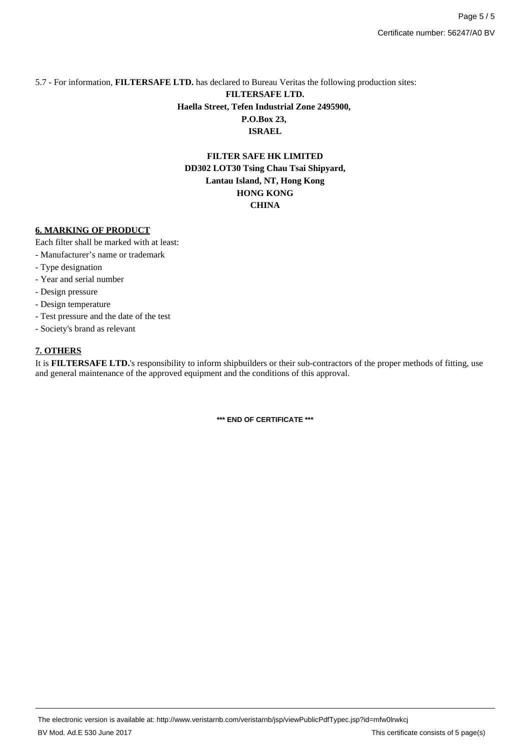5.7 - For information, **FILTERSAFE LTD.** has declared to Bureau Veritas the following production sites:

**FILTERSAFE LTD.**
**Haella Street, Tefen Industrial Zone 2495900,**
**P.O.Box 23,**
**ISRAEL**

**FILTER SAFE HK LIMITED**
**DD302 LOT30 Tsing Chau Tsai Shipyard,**
**Lantau Island, NT, Hong Kong**
**HONG KONG**
**CHINA**

## 6. MARKING OF PRODUCT

Each filter shall be marked with at least:

- Manufacturer's name or trademark
- Type designation
- Year and serial number
- Design pressure
- Design temperature
- Test pressure and the date of the test
- Society's brand as relevant

## 7. OTHERS

It is **FILTERSAFE LTD.**'s responsibility to inform shipbuilders or their sub-contractors of the proper methods of fitting, use and general maintenance of the approved equipment and the conditions of this approval.

**\*\*\* END OF CERTIFICATE \*\*\***

The electronic version is available at: http://www.veristarnb.com/veristarnb/jsp/viewPublicPdfTypec.jsp?id=mfw0lrwkcj